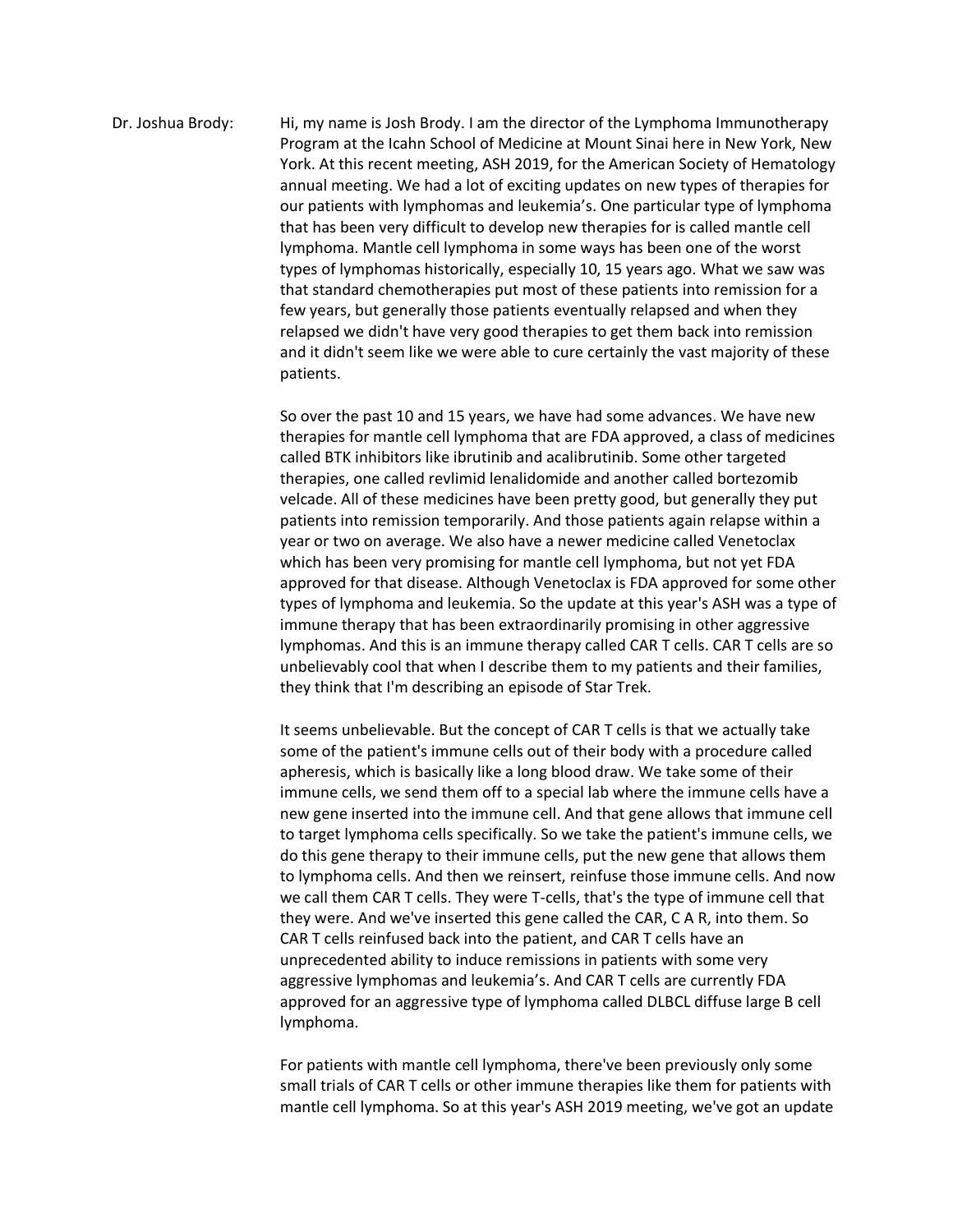**Dr. Joshua Brody:** Hi, my name is Josh Brody. I am the director of the Lymphoma Immunotherapy Program at the Icahn School of Medicine at Mount Sinai here in New York, New York. At this recent meeting, ASH 2019, for the American Society of Hematology annual meeting. We had a lot of exciting updates on new types of therapies for our patients with lymphomas and leukemia's. One particular type of lymphoma that has been very difficult to develop new therapies for is called mantle cell lymphoma. Mantle cell lymphoma in some ways has been one of the worst types of lymphomas historically, especially 10, 15 years ago. What we saw was that standard chemotherapies put most of these patients into remission for a few years, but generally those patients eventually relapsed and when they relapsed we didn't have very good therapies to get them back into remission and it didn't seem like we were able to cure certainly the vast majority of these patients.

So over the past 10 and 15 years, we have had some advances. We have new therapies for mantle cell lymphoma that are FDA approved, a class of medicines called BTK inhibitors like ibrutinib and acalibrutinib. Some other targeted therapies, one called revlimid lenalidomide and another called bortezomib velcade. All of these medicines have been pretty good, but generally they put patients into remission temporarily. And those patients again relapse within a year or two on average. We also have a newer medicine called Venetoclax which has been very promising for mantle cell lymphoma, but not yet FDA approved for that disease. Although Venetoclax is FDA approved for some other types of lymphoma and leukemia. So the update at this year's ASH was a type of immune therapy that has been extraordinarily promising in other aggressive lymphomas. And this is an immune therapy called CAR T cells. CAR T cells are so unbelievably cool that when I describe them to my patients and their families, they think that I'm describing an episode of Star Trek.

It seems unbelievable. But the concept of CAR T cells is that we actually take some of the patient's immune cells out of their body with a procedure called apheresis, which is basically like a long blood draw. We take some of their immune cells, we send them off to a special lab where the immune cells have a new gene inserted into the immune cell. And that gene allows that immune cell to target lymphoma cells specifically. So we take the patient's immune cells, we do this gene therapy to their immune cells, put the new gene that allows them to lymphoma cells. And then we reinsert, reinfuse those immune cells. And now we call them CAR T cells. They were T-cells, that's the type of immune cell that they were. And we've inserted this gene called the CAR, C A R, into them. So CAR T cells reinfused back into the patient, and CAR T cells have an unprecedented ability to induce remissions in patients with some very aggressive lymphomas and leukemia's. And CAR T cells are currently FDA approved for an aggressive type of lymphoma called DLBCL diffuse large B cell lymphoma.

For patients with mantle cell lymphoma, there've been previously only some small trials of CAR T cells or other immune therapies like them for patients with mantle cell lymphoma. So at this year's ASH 2019 meeting, we've got an update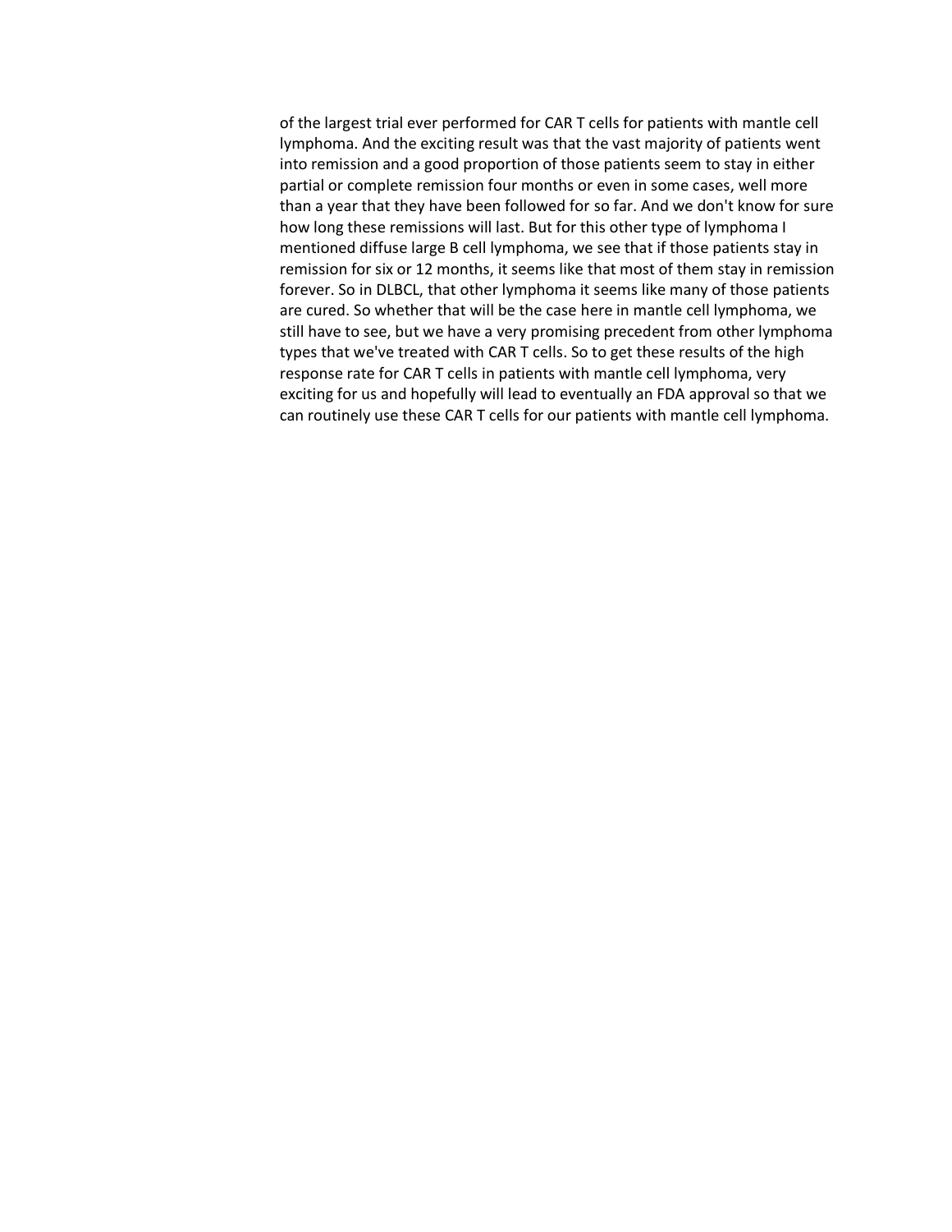of the largest trial ever performed for CAR T cells for patients with mantle cell lymphoma. And the exciting result was that the vast majority of patients went into remission and a good proportion of those patients seem to stay in either partial or complete remission four months or even in some cases, well more than a year that they have been followed for so far. And we don't know for sure how long these remissions will last. But for this other type of lymphoma I mentioned diffuse large B cell lymphoma, we see that if those patients stay in remission for six or 12 months, it seems like that most of them stay in remission forever. So in DLBCL, that other lymphoma it seems like many of those patients are cured. So whether that will be the case here in mantle cell lymphoma, we still have to see, but we have a very promising precedent from other lymphoma types that we've treated with CAR T cells. So to get these results of the high response rate for CAR T cells in patients with mantle cell lymphoma, very exciting for us and hopefully will lead to eventually an FDA approval so that we can routinely use these CAR T cells for our patients with mantle cell lymphoma.